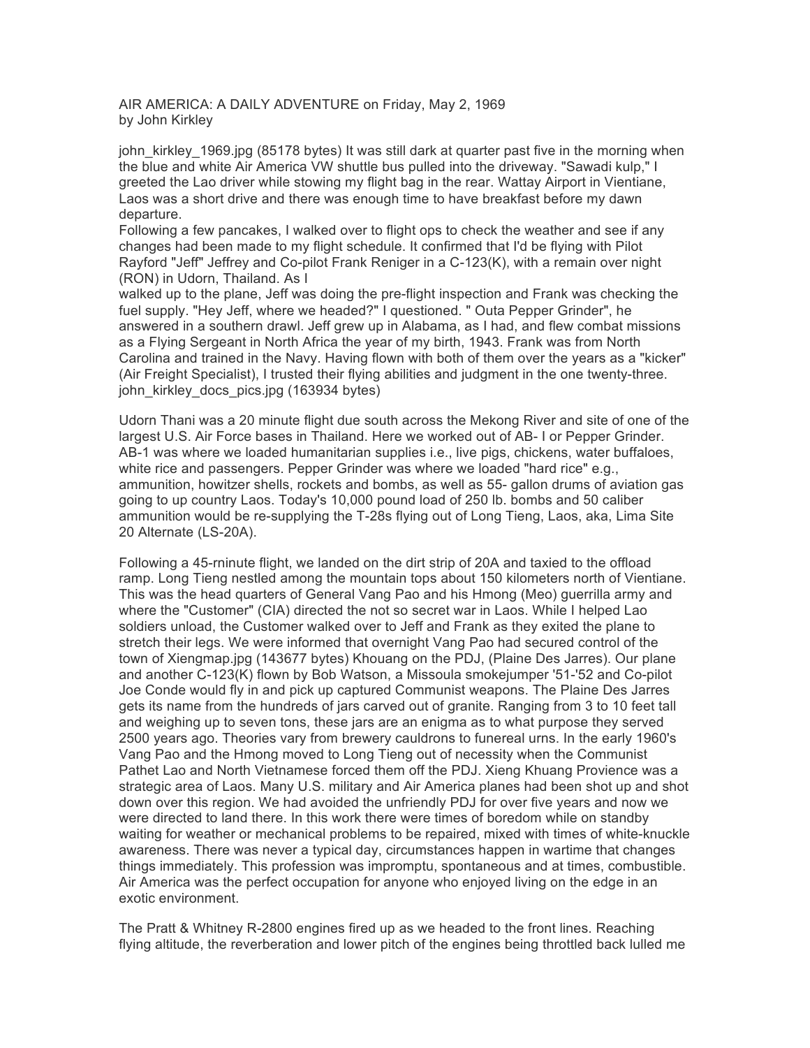AIR AMERICA: A DAILY ADVENTURE on Friday, May 2, 1969
by John Kirkley

john_kirkley_1969.jpg (85178 bytes) It was still dark at quarter past five in the morning when the blue and white Air America VW shuttle bus pulled into the driveway. "Sawadi kulp," I greeted the Lao driver while stowing my flight bag in the rear. Wattay Airport in Vientiane, Laos was a short drive and there was enough time to have breakfast before my dawn departure.
Following a few pancakes, I walked over to flight ops to check the weather and see if any changes had been made to my flight schedule. It confirmed that I'd be flying with Pilot Rayford "Jeff" Jeffrey and Co-pilot Frank Reniger in a C-123(K), with a remain over night (RON) in Udorn, Thailand. As I
walked up to the plane, Jeff was doing the pre-flight inspection and Frank was checking the fuel supply. "Hey Jeff, where we headed?" I questioned. " Outa Pepper Grinder", he answered in a southern drawl. Jeff grew up in Alabama, as I had, and flew combat missions as a Flying Sergeant in North Africa the year of my birth, 1943. Frank was from North Carolina and trained in the Navy. Having flown with both of them over the years as a "kicker" (Air Freight Specialist), I trusted their flying abilities and judgment in the one twenty-three. john_kirkley_docs_pics.jpg (163934 bytes)

Udorn Thani was a 20 minute flight due south across the Mekong River and site of one of the largest U.S. Air Force bases in Thailand. Here we worked out of AB- I or Pepper Grinder. AB-1 was where we loaded humanitarian supplies i.e., live pigs, chickens, water buffaloes, white rice and passengers. Pepper Grinder was where we loaded "hard rice" e.g., ammunition, howitzer shells, rockets and bombs, as well as 55- gallon drums of aviation gas going to up country Laos. Today's 10,000 pound load of 250 lb. bombs and 50 caliber ammunition would be re-supplying the T-28s flying out of Long Tieng, Laos, aka, Lima Site 20 Alternate (LS-20A).

Following a 45-rninute flight, we landed on the dirt strip of 20A and taxied to the offload ramp. Long Tieng nestled among the mountain tops about 150 kilometers north of Vientiane. This was the head quarters of General Vang Pao and his Hmong (Meo) guerrilla army and where the "Customer" (CIA) directed the not so secret war in Laos. While I helped Lao soldiers unload, the Customer walked over to Jeff and Frank as they exited the plane to stretch their legs. We were informed that overnight Vang Pao had secured control of the town of Xiengmap.jpg (143677 bytes) Khouang on the PDJ, (Plaine Des Jarres). Our plane and another C-123(K) flown by Bob Watson, a Missoula smokejumper '51-'52 and Co-pilot Joe Conde would fly in and pick up captured Communist weapons. The Plaine Des Jarres gets its name from the hundreds of jars carved out of granite. Ranging from 3 to 10 feet tall and weighing up to seven tons, these jars are an enigma as to what purpose they served 2500 years ago. Theories vary from brewery cauldrons to funereal urns. In the early 1960's Vang Pao and the Hmong moved to Long Tieng out of necessity when the Communist Pathet Lao and North Vietnamese forced them off the PDJ. Xieng Khuang Provience was a strategic area of Laos. Many U.S. military and Air America planes had been shot up and shot down over this region. We had avoided the unfriendly PDJ for over five years and now we were directed to land there. In this work there were times of boredom while on standby waiting for weather or mechanical problems to be repaired, mixed with times of white-knuckle awareness. There was never a typical day, circumstances happen in wartime that changes things immediately. This profession was impromptu, spontaneous and at times, combustible. Air America was the perfect occupation for anyone who enjoyed living on the edge in an exotic environment.

The Pratt & Whitney R-2800 engines fired up as we headed to the front lines. Reaching flying altitude, the reverberation and lower pitch of the engines being throttled back lulled me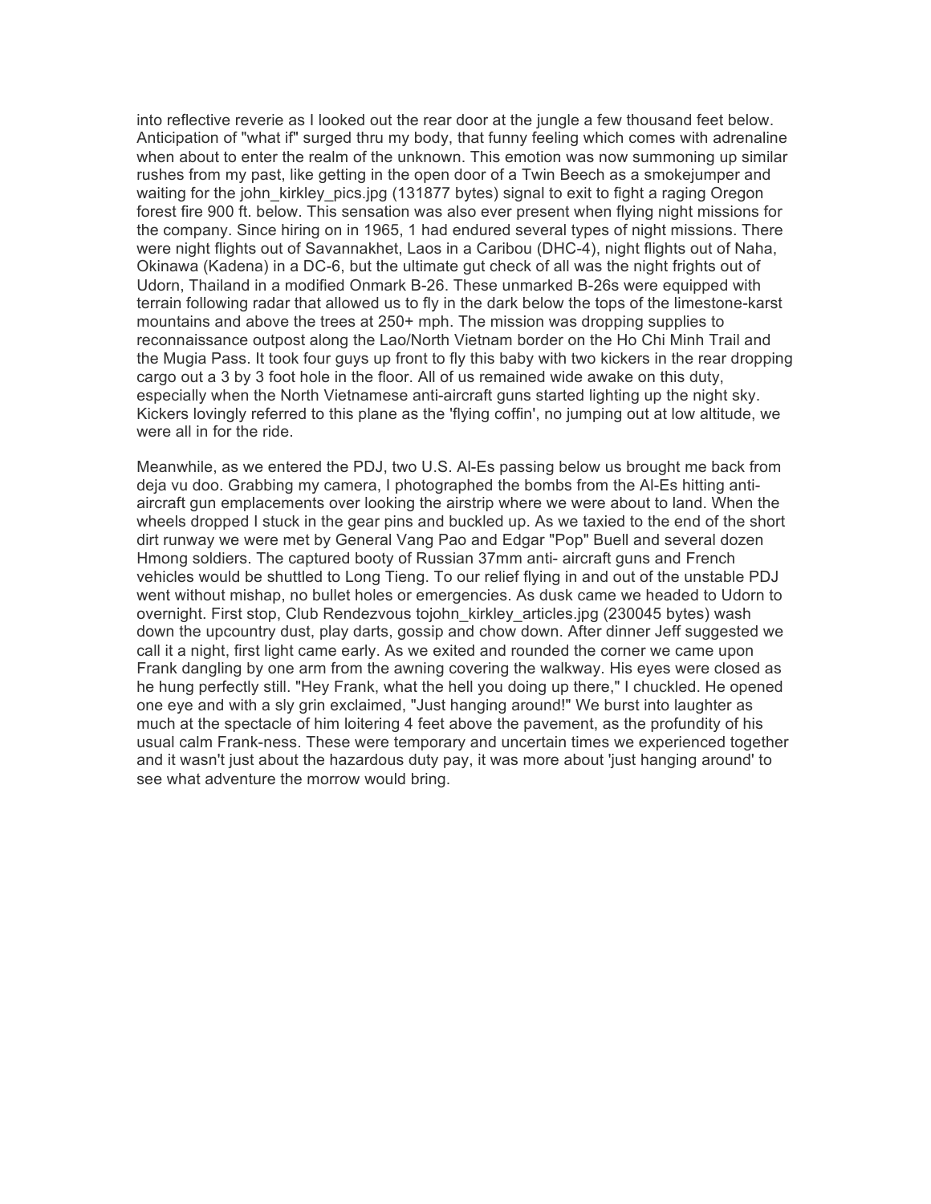into reflective reverie as I looked out the rear door at the jungle a few thousand feet below. Anticipation of "what if" surged thru my body, that funny feeling which comes with adrenaline when about to enter the realm of the unknown. This emotion was now summoning up similar rushes from my past, like getting in the open door of a Twin Beech as a smokejumper and waiting for the john_kirkley_pics.jpg (131877 bytes) signal to exit to fight a raging Oregon forest fire 900 ft. below. This sensation was also ever present when flying night missions for the company. Since hiring on in 1965, 1 had endured several types of night missions. There were night flights out of Savannakhet, Laos in a Caribou (DHC-4), night flights out of Naha, Okinawa (Kadena) in a DC-6, but the ultimate gut check of all was the night frights out of Udorn, Thailand in a modified Onmark B-26. These unmarked B-26s were equipped with terrain following radar that allowed us to fly in the dark below the tops of the limestone-karst mountains and above the trees at 250+ mph. The mission was dropping supplies to reconnaissance outpost along the Lao/North Vietnam border on the Ho Chi Minh Trail and the Mugia Pass. It took four guys up front to fly this baby with two kickers in the rear dropping cargo out a 3 by 3 foot hole in the floor. All of us remained wide awake on this duty, especially when the North Vietnamese anti-aircraft guns started lighting up the night sky. Kickers lovingly referred to this plane as the 'flying coffin', no jumping out at low altitude, we were all in for the ride.

Meanwhile, as we entered the PDJ, two U.S. Al-Es passing below us brought me back from deja vu doo. Grabbing my camera, I photographed the bombs from the Al-Es hitting anti-aircraft gun emplacements over looking the airstrip where we were about to land. When the wheels dropped I stuck in the gear pins and buckled up. As we taxied to the end of the short dirt runway we were met by General Vang Pao and Edgar "Pop" Buell and several dozen Hmong soldiers. The captured booty of Russian 37mm anti- aircraft guns and French vehicles would be shuttled to Long Tieng. To our relief flying in and out of the unstable PDJ went without mishap, no bullet holes or emergencies. As dusk came we headed to Udorn to overnight. First stop, Club Rendezvous tojohn_kirkley_articles.jpg (230045 bytes) wash down the upcountry dust, play darts, gossip and chow down. After dinner Jeff suggested we call it a night, first light came early. As we exited and rounded the corner we came upon Frank dangling by one arm from the awning covering the walkway. His eyes were closed as he hung perfectly still. "Hey Frank, what the hell you doing up there," I chuckled. He opened one eye and with a sly grin exclaimed, "Just hanging around!" We burst into laughter as much at the spectacle of him loitering 4 feet above the pavement, as the profundity of his usual calm Frank-ness. These were temporary and uncertain times we experienced together and it wasn't just about the hazardous duty pay, it was more about 'just hanging around' to see what adventure the morrow would bring.